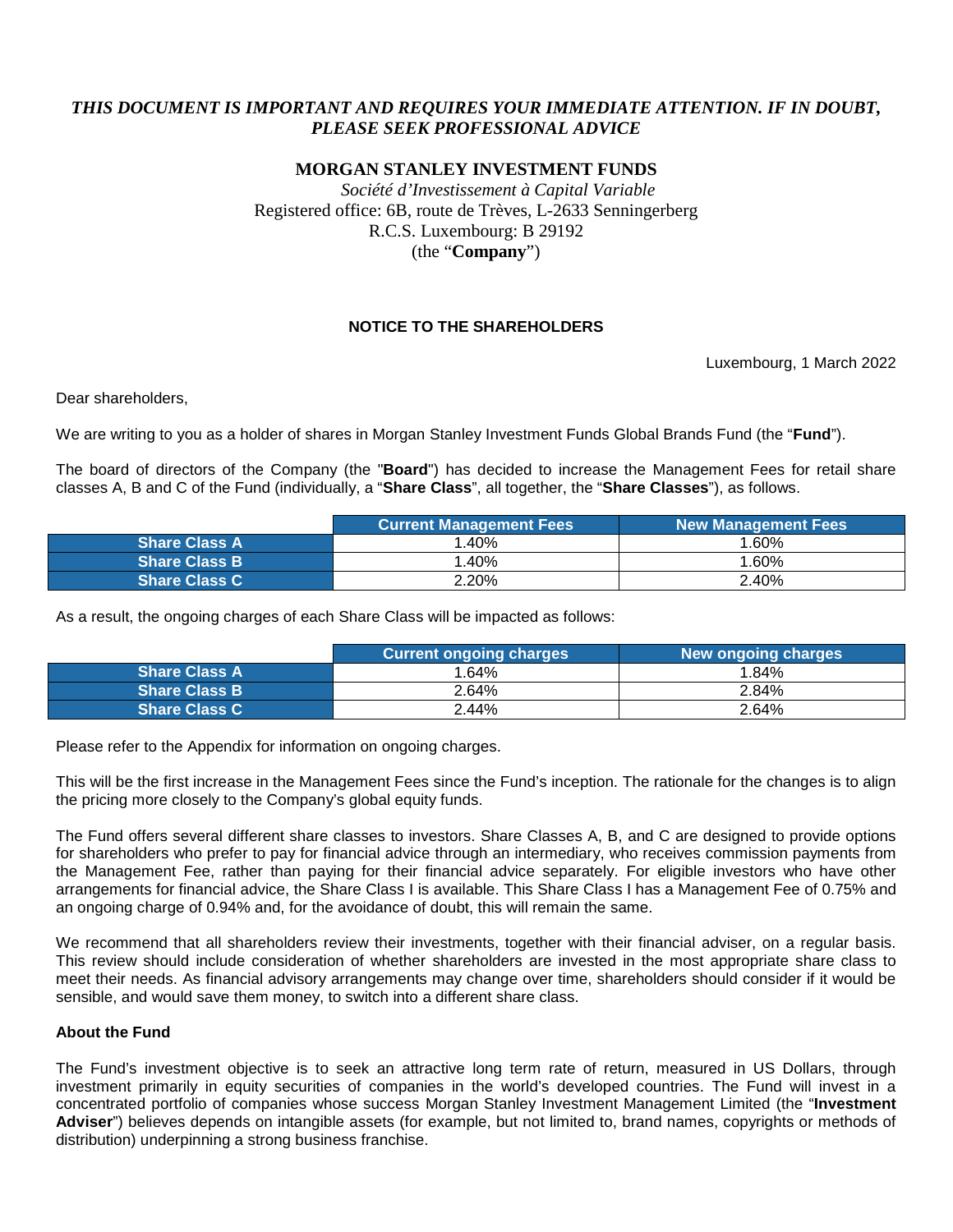*THIS DOCUMENT IS IMPORTANT AND REQUIRES YOUR IMMEDIATE ATTENTION. IF IN DOUBT, PLEASE SEEK PROFESSIONAL ADVICE*

**MORGAN STANLEY INVESTMENT FUNDS**

*Société d'Investissement à Capital Variable*
Registered office: 6B, route de Trèves, L-2633 Senningerberg
R.C.S. Luxembourg: B 29192
(the "**Company**")

**NOTICE TO THE SHAREHOLDERS**

Luxembourg, 1 March 2022

Dear shareholders,

We are writing to you as a holder of shares in Morgan Stanley Investment Funds Global Brands Fund (the "**Fund**").

The board of directors of the Company (the "**Board**") has decided to increase the Management Fees for retail share classes A, B and C of the Fund (individually, a "**Share Class**", all together, the "**Share Classes**"), as follows.

| | Current Management Fees | New Management Fees |
|---|---|---|
| **Share Class A** | 1.40% | 1.60% |
| **Share Class B** | 1.40% | 1.60% |
| **Share Class C** | 2.20% | 2.40% |

As a result, the ongoing charges of each Share Class will be impacted as follows:

| | Current ongoing charges | New ongoing charges |
|---|---|---|
| **Share Class A** | 1.64% | 1.84% |
| **Share Class B** | 2.64% | 2.84% |
| **Share Class C** | 2.44% | 2.64% |

Please refer to the Appendix for information on ongoing charges.

This will be the first increase in the Management Fees since the Fund's inception. The rationale for the changes is to align the pricing more closely to the Company's global equity funds.

The Fund offers several different share classes to investors. Share Classes A, B, and C are designed to provide options for shareholders who prefer to pay for financial advice through an intermediary, who receives commission payments from the Management Fee, rather than paying for their financial advice separately. For eligible investors who have other arrangements for financial advice, the Share Class I is available. This Share Class I has a Management Fee of 0.75% and an ongoing charge of 0.94% and, for the avoidance of doubt, this will remain the same.

We recommend that all shareholders review their investments, together with their financial adviser, on a regular basis. This review should include consideration of whether shareholders are invested in the most appropriate share class to meet their needs. As financial advisory arrangements may change over time, shareholders should consider if it would be sensible, and would save them money, to switch into a different share class.

**About the Fund**

The Fund's investment objective is to seek an attractive long term rate of return, measured in US Dollars, through investment primarily in equity securities of companies in the world's developed countries. The Fund will invest in a concentrated portfolio of companies whose success Morgan Stanley Investment Management Limited (the "**Investment Adviser**") believes depends on intangible assets (for example, but not limited to, brand names, copyrights or methods of distribution) underpinning a strong business franchise.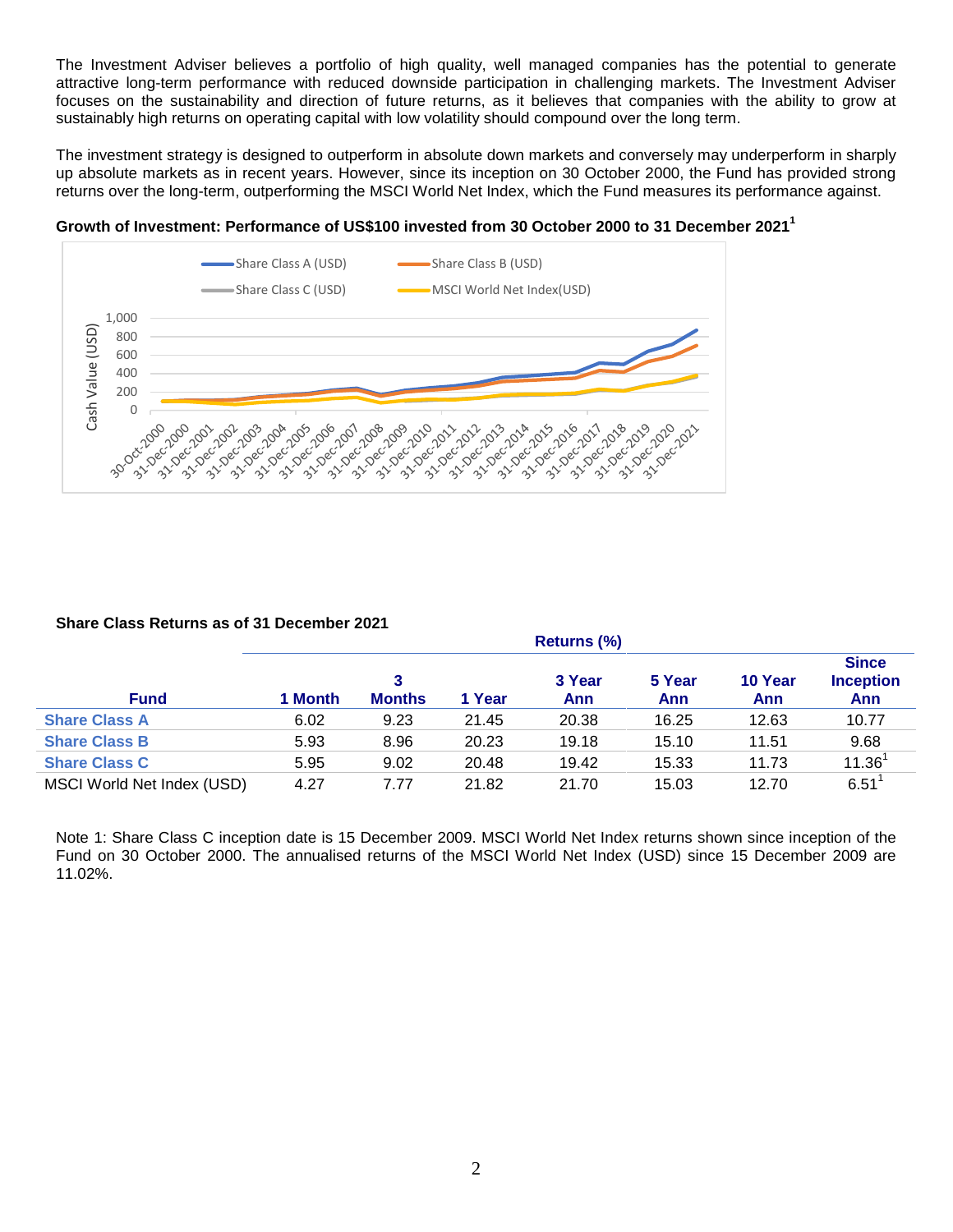The Investment Adviser believes a portfolio of high quality, well managed companies has the potential to generate attractive long-term performance with reduced downside participation in challenging markets. The Investment Adviser focuses on the sustainability and direction of future returns, as it believes that companies with the ability to grow at sustainably high returns on operating capital with low volatility should compound over the long term.

The investment strategy is designed to outperform in absolute down markets and conversely may underperform in sharply up absolute markets as in recent years. However, since its inception on 30 October 2000, the Fund has provided strong returns over the long-term, outperforming the MSCI World Net Index, which the Fund measures its performance against.

**Growth of Investment: Performance of US$100 invested from 30 October 2000 to 31 December 2021[1]**

**Share Class Returns as of 31 December 2021**

| Fund | Returns (%) | | | | | | |
|---|---|---|---|---|---|---|---|
| | 1 Month | 3 Months | 1 Year | 3 Year Ann | 5 Year Ann | 10 Year Ann | Since Inception Ann |
| Share Class A | 6.02 | 9.23 | 21.45 | 20.38 | 16.25 | 12.63 | 10.77 |
| Share Class B | 5.93 | 8.96 | 20.23 | 19.18 | 15.10 | 11.51 | 9.68 |
| Share Class C | 5.95 | 9.02 | 20.48 | 19.42 | 15.33 | 11.73 | 11.36[1] |
| MSCI World Net Index (USD) | 4.27 | 7.77 | 21.82 | 21.70 | 15.03 | 12.70 | 6.51[1] |

Note 1: Share Class C inception date is 15 December 2009. MSCI World Net Index returns shown since inception of the Fund on 30 October 2000. The annualised returns of the MSCI World Net Index (USD) since 15 December 2009 are 11.02%.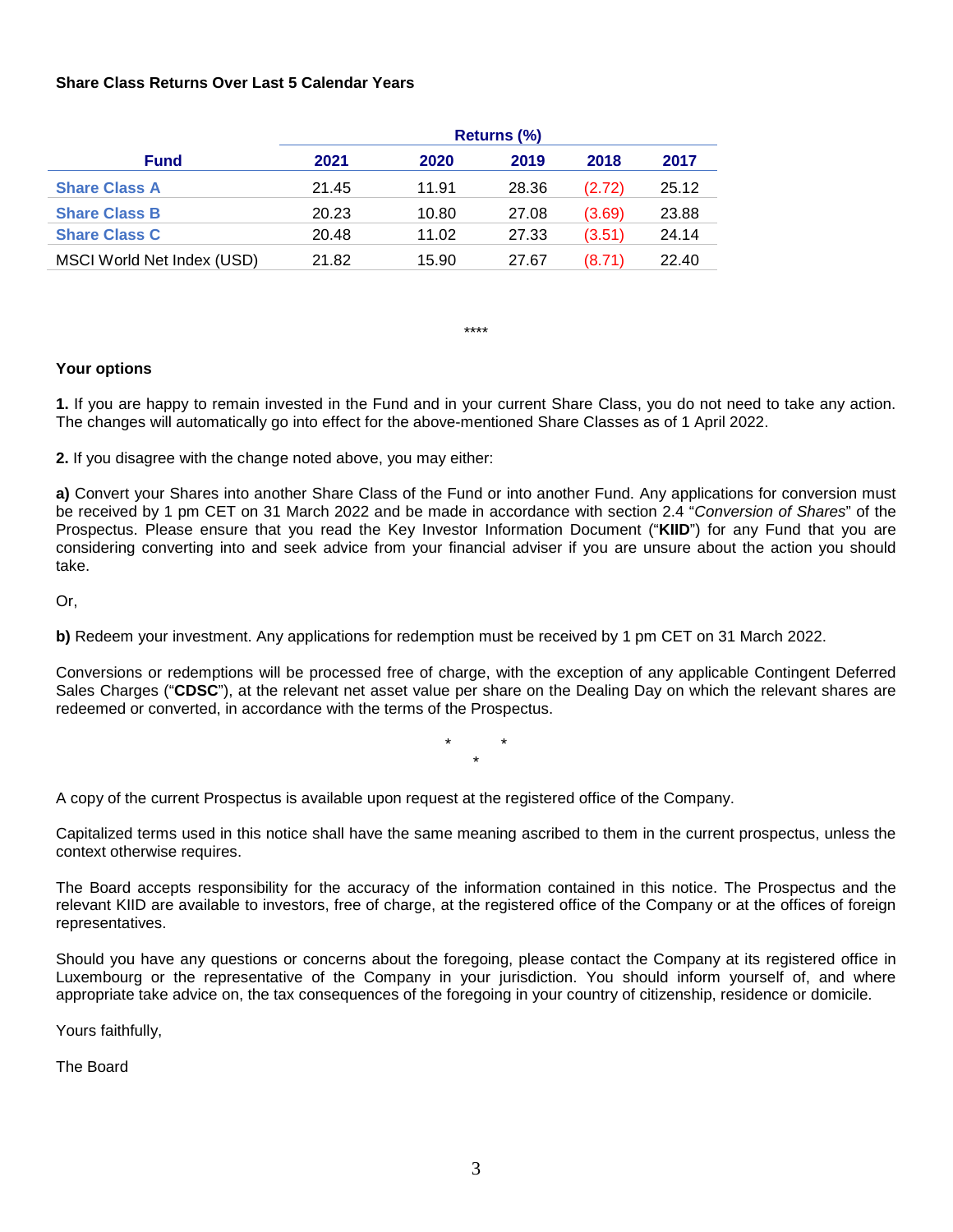**Share Class Returns Over Last 5 Calendar Years**

| | Returns (%) | | | | |
|---|---|---|---|---|---|
| **Fund** | **2021** | **2020** | **2019** | **2018** | **2017** |
| **Share Class A** | 21.45 | 11.91 | 28.36 | (2.72) | 25.12 |
| **Share Class B** | 20.23 | 10.80 | 27.08 | (3.69) | 23.88 |
| **Share Class C** | 20.48 | 11.02 | 27.33 | (3.51) | 24.14 |
| MSCI World Net Index (USD) | 21.82 | 15.90 | 27.67 | (8.71) | 22.40 |

****

**Your options**

**1.** If you are happy to remain invested in the Fund and in your current Share Class, you do not need to take any action. The changes will automatically go into effect for the above-mentioned Share Classes as of 1 April 2022.

**2.** If you disagree with the change noted above, you may either:

**a)** Convert your Shares into another Share Class of the Fund or into another Fund. Any applications for conversion must be received by 1 pm CET on 31 March 2022 and be made in accordance with section 2.4 "*Conversion of Shares*" of the Prospectus. Please ensure that you read the Key Investor Information Document ("**KIID**") for any Fund that you are considering converting into and seek advice from your financial adviser if you are unsure about the action you should take.

Or,

**b)** Redeem your investment. Any applications for redemption must be received by 1 pm CET on 31 March 2022.

Conversions or redemptions will be processed free of charge, with the exception of any applicable Contingent Deferred Sales Charges ("**CDSC**"), at the relevant net asset value per share on the Dealing Day on which the relevant shares are redeemed or converted, in accordance with the terms of the Prospectus.

\* \* \*

A copy of the current Prospectus is available upon request at the registered office of the Company.

Capitalized terms used in this notice shall have the same meaning ascribed to them in the current prospectus, unless the context otherwise requires.

The Board accepts responsibility for the accuracy of the information contained in this notice. The Prospectus and the relevant KIID are available to investors, free of charge, at the registered office of the Company or at the offices of foreign representatives.

Should you have any questions or concerns about the foregoing, please contact the Company at its registered office in Luxembourg or the representative of the Company in your jurisdiction. You should inform yourself of, and where appropriate take advice on, the tax consequences of the foregoing in your country of citizenship, residence or domicile.

Yours faithfully,

The Board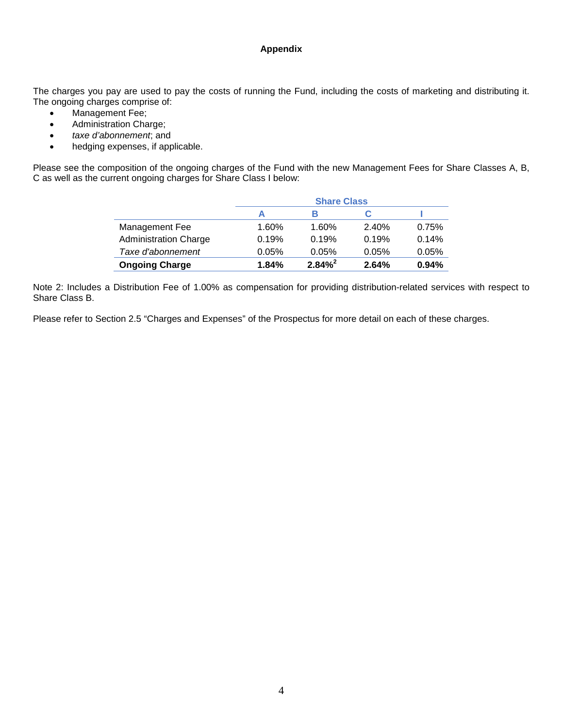**Appendix**

The charges you pay are used to pay the costs of running the Fund, including the costs of marketing and distributing it. The ongoing charges comprise of:

- Management Fee;
- Administration Charge;
- *taxe d'abonnement*; and
- hedging expenses, if applicable.

Please see the composition of the ongoing charges of the Fund with the new Management Fees for Share Classes A, B, C as well as the current ongoing charges for Share Class I below:

| | Share Class | | | |
|---|---|---|---|---|
| | A | B | C | I |
| Management Fee | 1.60% | 1.60% | 2.40% | 0.75% |
| Administration Charge | 0.19% | 0.19% | 0.19% | 0.14% |
| *Taxe d'abonnement* | 0.05% | 0.05% | 0.05% | 0.05% |
| **Ongoing Charge** | **1.84%** | **2.84%**[2] | **2.64%** | **0.94%** |

Note 2: Includes a Distribution Fee of 1.00% as compensation for providing distribution-related services with respect to Share Class B.

Please refer to Section 2.5 "Charges and Expenses" of the Prospectus for more detail on each of these charges.